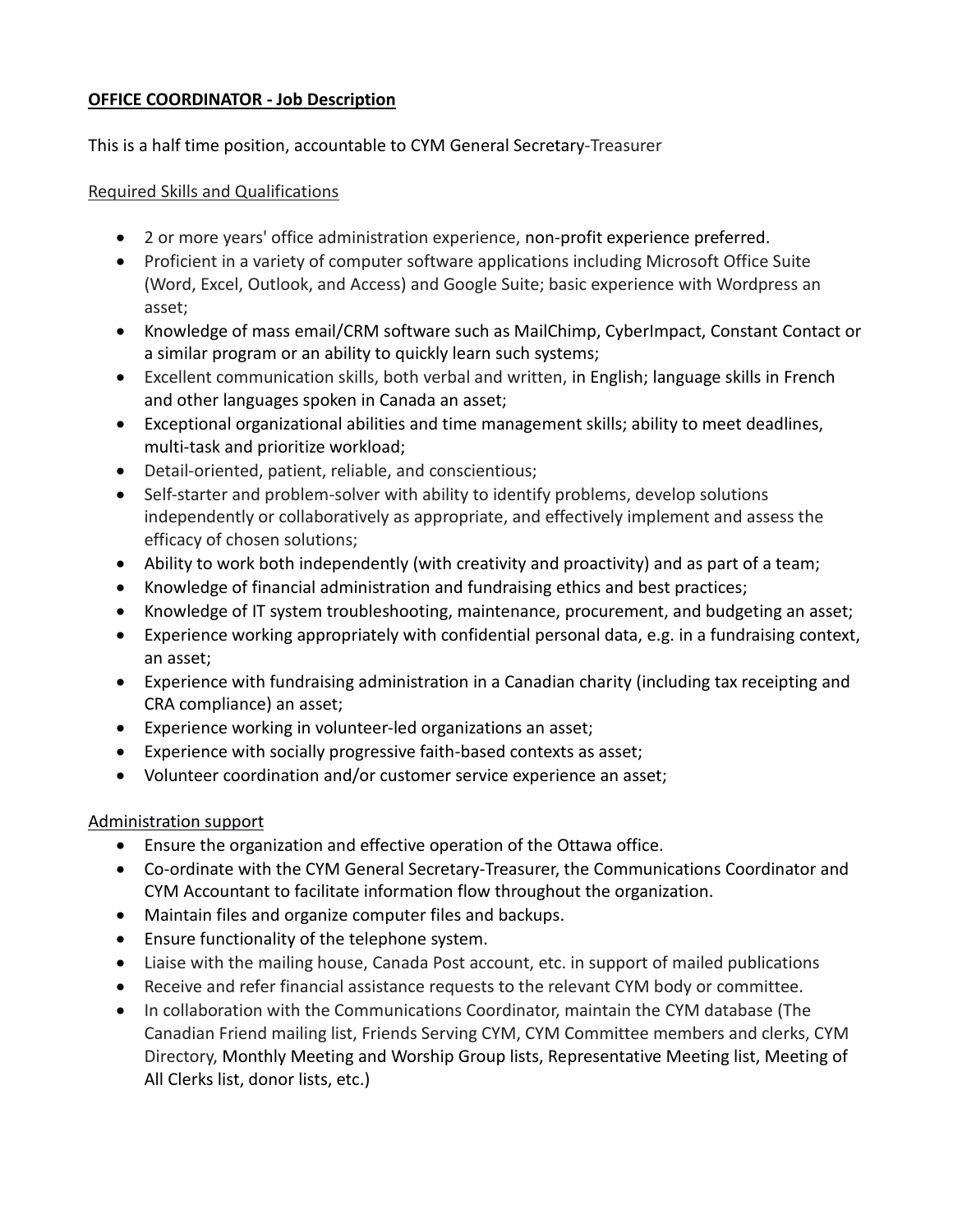**OFFICE COORDINATOR - Job Description**

This is a half time position, accountable to CYM General Secretary-Treasurer

Required Skills and Qualifications

- 2 or more years' office administration experience, non-profit experience preferred.
- Proficient in a variety of computer software applications including Microsoft Office Suite (Word, Excel, Outlook, and Access) and Google Suite; basic experience with Wordpress an asset;
- Knowledge of mass email/CRM software such as MailChimp, CyberImpact, Constant Contact or a similar program or an ability to quickly learn such systems;
- Excellent communication skills, both verbal and written, in English; language skills in French and other languages spoken in Canada an asset;
- Exceptional organizational abilities and time management skills; ability to meet deadlines, multi-task and prioritize workload;
- Detail-oriented, patient, reliable, and conscientious;
- Self-starter and problem-solver with ability to identify problems, develop solutions independently or collaboratively as appropriate, and effectively implement and assess the efficacy of chosen solutions;
- Ability to work both independently (with creativity and proactivity) and as part of a team;
- Knowledge of financial administration and fundraising ethics and best practices;
- Knowledge of IT system troubleshooting, maintenance, procurement, and budgeting an asset;
- Experience working appropriately with confidential personal data, e.g. in a fundraising context, an asset;
- Experience with fundraising administration in a Canadian charity (including tax receipting and CRA compliance) an asset;
- Experience working in volunteer-led organizations an asset;
- Experience with socially progressive faith-based contexts as asset;
- Volunteer coordination and/or customer service experience an asset;

Administration support

- Ensure the organization and effective operation of the Ottawa office.
- Co-ordinate with the CYM General Secretary-Treasurer, the Communications Coordinator and CYM Accountant to facilitate information flow throughout the organization.
- Maintain files and organize computer files and backups.
- Ensure functionality of the telephone system.
- Liaise with the mailing house, Canada Post account, etc. in support of mailed publications
- Receive and refer financial assistance requests to the relevant CYM body or committee.
- In collaboration with the Communications Coordinator, maintain the CYM database (The Canadian Friend mailing list, Friends Serving CYM, CYM Committee members and clerks, CYM Directory, Monthly Meeting and Worship Group lists, Representative Meeting list, Meeting of All Clerks list, donor lists, etc.)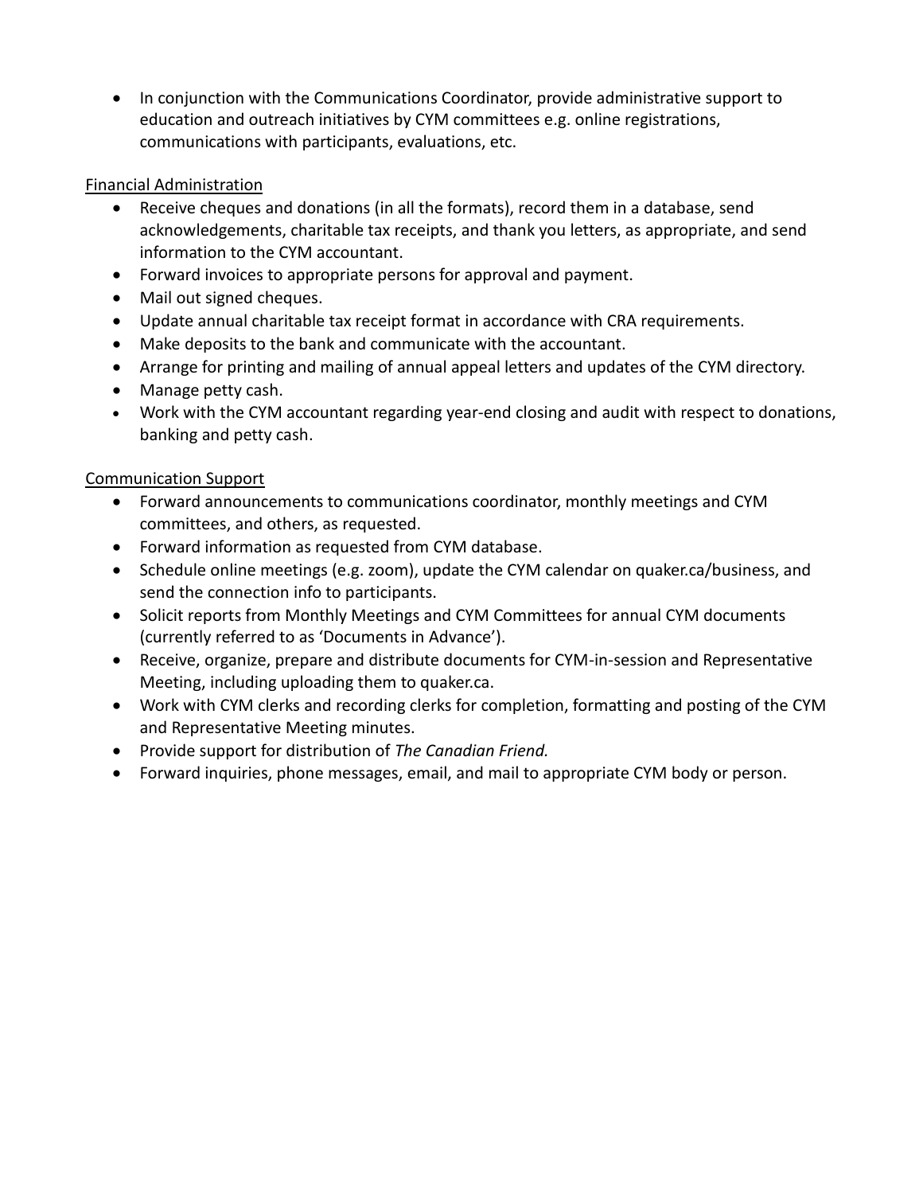- In conjunction with the Communications Coordinator, provide administrative support to education and outreach initiatives by CYM committees e.g. online registrations, communications with participants, evaluations, etc.

<u>Financial Administration</u>

- Receive cheques and donations (in all the formats), record them in a database, send acknowledgements, charitable tax receipts, and thank you letters, as appropriate, and send information to the CYM accountant.
- Forward invoices to appropriate persons for approval and payment.
- Mail out signed cheques.
- Update annual charitable tax receipt format in accordance with CRA requirements.
- Make deposits to the bank and communicate with the accountant.
- Arrange for printing and mailing of annual appeal letters and updates of the CYM directory.
- Manage petty cash.
- Work with the CYM accountant regarding year-end closing and audit with respect to donations, banking and petty cash.

<u>Communication Support</u>

- Forward announcements to communications coordinator, monthly meetings and CYM committees, and others, as requested.
- Forward information as requested from CYM database.
- Schedule online meetings (e.g. zoom), update the CYM calendar on quaker.ca/business, and send the connection info to participants.
- Solicit reports from Monthly Meetings and CYM Committees for annual CYM documents (currently referred to as 'Documents in Advance').
- Receive, organize, prepare and distribute documents for CYM-in-session and Representative Meeting, including uploading them to quaker.ca.
- Work with CYM clerks and recording clerks for completion, formatting and posting of the CYM and Representative Meeting minutes.
- Provide support for distribution of *The Canadian Friend.*
- Forward inquiries, phone messages, email, and mail to appropriate CYM body or person.